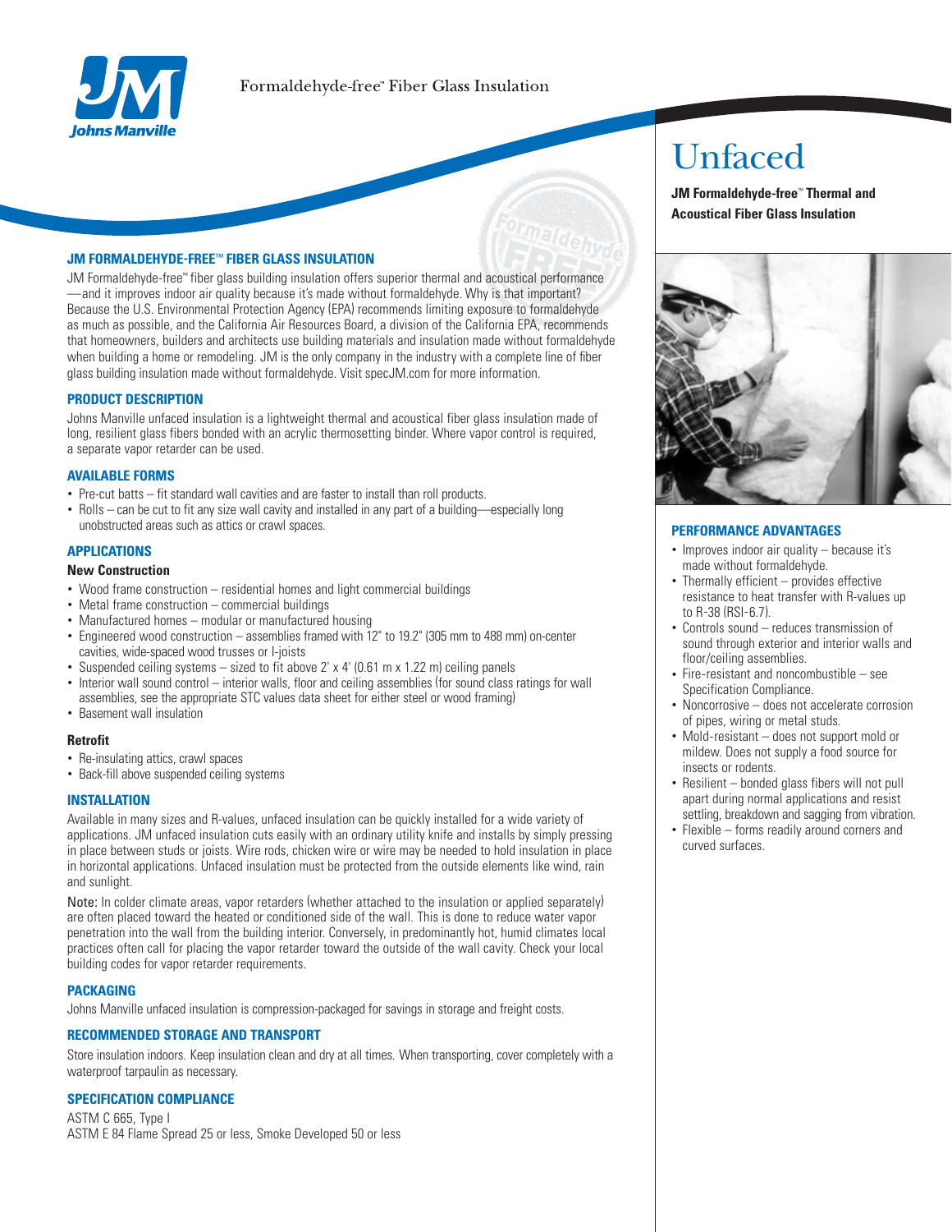Formaldehyde-free™ Fiber Glass Insulation

# Unfaced

**JM Formaldehyde-free™ Thermal and Acoustical Fiber Glass Insulation**

## JM FORMALDEHYDE-FREE™ FIBER GLASS INSULATION

JM Formaldehyde-free™ fiber glass building insulation offers superior thermal and acoustical performance —and it improves indoor air quality because it's made without formaldehyde. Why is that important? Because the U.S. Environmental Protection Agency (EPA) recommends limiting exposure to formaldehyde as much as possible, and the California Air Resources Board, a division of the California EPA, recommends that homeowners, builders and architects use building materials and insulation made without formaldehyde when building a home or remodeling. JM is the only company in the industry with a complete line of fiber glass building insulation made without formaldehyde. Visit specJM.com for more information.

## PRODUCT DESCRIPTION

Johns Manville unfaced insulation is a lightweight thermal and acoustical fiber glass insulation made of long, resilient glass fibers bonded with an acrylic thermosetting binder. Where vapor control is required, a separate vapor retarder can be used.

## AVAILABLE FORMS

- Pre-cut batts – fit standard wall cavities and are faster to install than roll products.
- Rolls – can be cut to fit any size wall cavity and installed in any part of a building—especially long unobstructed areas such as attics or crawl spaces.

## APPLICATIONS

### New Construction

- Wood frame construction – residential homes and light commercial buildings
- Metal frame construction – commercial buildings
- Manufactured homes – modular or manufactured housing
- Engineered wood construction – assemblies framed with 12" to 19.2" (305 mm to 488 mm) on-center cavities, wide-spaced wood trusses or I-joists
- Suspended ceiling systems – sized to fit above 2' x 4' (0.61 m x 1.22 m) ceiling panels
- Interior wall sound control – interior walls, floor and ceiling assemblies (for sound class ratings for wall assemblies, see the appropriate STC values data sheet for either steel or wood framing)
- Basement wall insulation

### Retrofit

- Re-insulating attics, crawl spaces
- Back-fill above suspended ceiling systems

## INSTALLATION

Available in many sizes and R-values, unfaced insulation can be quickly installed for a wide variety of applications. JM unfaced insulation cuts easily with an ordinary utility knife and installs by simply pressing in place between studs or joists. Wire rods, chicken wire or wire may be needed to hold insulation in place in horizontal applications. Unfaced insulation must be protected from the outside elements like wind, rain and sunlight.

Note: In colder climate areas, vapor retarders (whether attached to the insulation or applied separately) are often placed toward the heated or conditioned side of the wall. This is done to reduce water vapor penetration into the wall from the building interior. Conversely, in predominantly hot, humid climates local practices often call for placing the vapor retarder toward the outside of the wall cavity. Check your local building codes for vapor retarder requirements.

## PACKAGING

Johns Manville unfaced insulation is compression-packaged for savings in storage and freight costs.

## RECOMMENDED STORAGE AND TRANSPORT

Store insulation indoors. Keep insulation clean and dry at all times. When transporting, cover completely with a waterproof tarpaulin as necessary.

## SPECIFICATION COMPLIANCE

ASTM C 665, Type I
ASTM E 84 Flame Spread 25 or less, Smoke Developed 50 or less

## PERFORMANCE ADVANTAGES

- Improves indoor air quality – because it's made without formaldehyde.
- Thermally efficient – provides effective resistance to heat transfer with R-values up to R-38 (RSI-6.7).
- Controls sound – reduces transmission of sound through exterior and interior walls and floor/ceiling assemblies.
- Fire-resistant and noncombustible – see Specification Compliance.
- Noncorrosive – does not accelerate corrosion of pipes, wiring or metal studs.
- Mold-resistant – does not support mold or mildew. Does not supply a food source for insects or rodents.
- Resilient – bonded glass fibers will not pull apart during normal applications and resist settling, breakdown and sagging from vibration.
- Flexible – forms readily around corners and curved surfaces.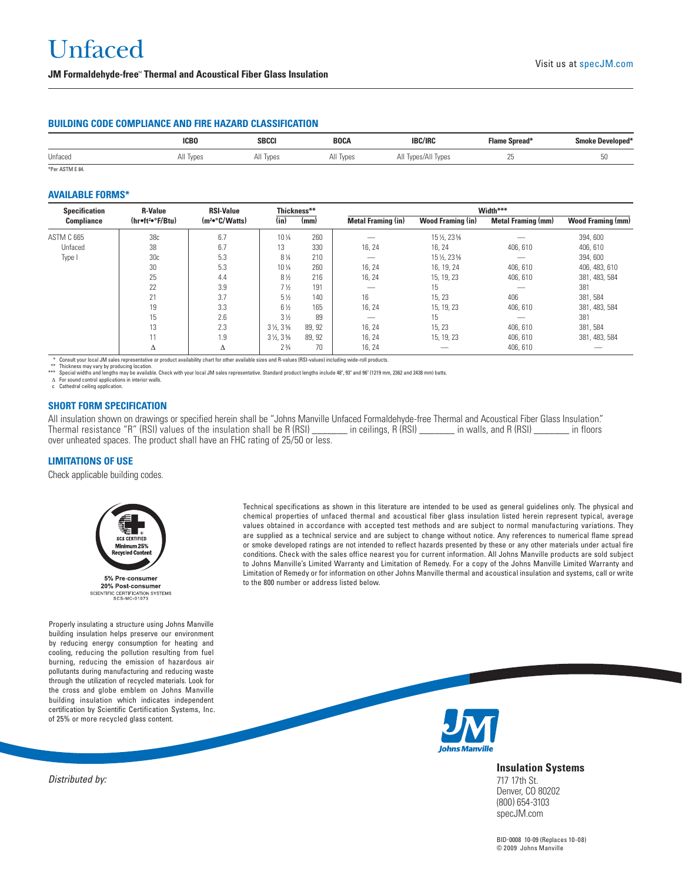# Unfaced

**JM Formaldehyde-free™ Thermal and Acoustical Fiber Glass Insulation**

Visit us at specJM.com

### BUILDING CODE COMPLIANCE AND FIRE HAZARD CLASSIFICATION

| | ICBO | SBCCI | BOCA | IBC/IRC | Flame Spread* | Smoke Developed* |
|---|---|---|---|---|---|---|
| Unfaced | All Types | All Types | All Types | All Types/All Types | 25 | 50 |

*Per ASTM E 84.

### AVAILABLE FORMS*

| Specification Compliance | R-Value (hr•ft²•°F/Btu) | RSI-Value (m²•°C/Watts) | Thickness** (in) | Thickness** (mm) | Width*** Metal Framing (in) | Width*** Wood Framing (in) | Width*** Metal Framing (mm) | Width*** Wood Framing (mm) |
|---|---|---|---|---|---|---|---|---|
| ASTM C 665 | 38c | 6.7 | 10¼ | 260 | — | 15½, 23⅛ | — | 394, 600 |
| Unfaced | 38 | 6.7 | 13 | 330 | 16, 24 | 16, 24 | 406, 610 | 406, 610 |
| Type I | 30c | 5.3 | 8¼ | 210 | — | 15½, 23⅛ | — | 394, 600 |
| | 30 | 5.3 | 10¼ | 260 | 16, 24 | 16, 19, 24 | 406, 610 | 406, 483, 610 |
| | 25 | 4.4 | 8½ | 216 | 16, 24 | 15, 19, 23 | 406, 610 | 381, 483, 584 |
| | 22 | 3.9 | 7½ | 191 | — | 15 | — | 381 |
| | 21 | 3.7 | 5½ | 140 | 16 | 15, 23 | 406 | 381, 584 |
| | 19 | 3.3 | 6½ | 165 | 16, 24 | 15, 19, 23 | 406, 610 | 381, 483, 584 |
| | 15 | 2.6 | 3½ | 89 | — | 15 | — | 381 |
| | 13 | 2.3 | 3½, 3⅝ | 89, 92 | 16, 24 | 15, 23 | 406, 610 | 381, 584 |
| | 11 | 1.9 | 3½, 3⅝ | 89, 92 | 16, 24 | 15, 19, 23 | 406, 610 | 381, 483, 584 |
| | Δ | Δ | 2¾ | 70 | 16, 24 | — | 406, 610 | — |

\* Consult your local JM sales representative or product availability chart for other available sizes and R-values (RSI-values) including wide-roll products.
\** Thickness may vary by producing location.
\*** Special widths and lengths may be available. Check with your local JM sales representative. Standard product lengths include 48", 93" and 96" (1219 mm, 2362 and 2438 mm) batts.
Δ For sound control applications in interior walls.
c Cathedral ceiling application.

### SHORT FORM SPECIFICATION

All insulation shown on drawings or specified herein shall be "Johns Manville Unfaced Formaldehyde-free Thermal and Acoustical Fiber Glass Insulation." Thermal resistance "R" (RSI) values of the insulation shall be R (RSI) ________ in ceilings, R (RSI) ________ in walls, and R (RSI) ________ in floors over unheated spaces. The product shall have an FHC rating of 25/50 or less.

### LIMITATIONS OF USE

Check applicable building codes.

SCS CERTIFIED
Minimum 25% Recycled Content
5% Pre-consumer
20% Post-consumer
SCIENTIFIC CERTIFICATION SYSTEMS
SCS-MC-01073

Technical specifications as shown in this literature are intended to be used as general guidelines only. The physical and chemical properties of unfaced thermal and acoustical fiber glass insulation listed herein represent typical, average values obtained in accordance with accepted test methods and are subject to normal manufacturing variations. They are supplied as a technical service and are subject to change without notice. Any references to numerical flame spread or smoke developed ratings are not intended to reflect hazards presented by these or any other materials under actual fire conditions. Check with the sales office nearest you for current information. All Johns Manville products are sold subject to Johns Manville's Limited Warranty and Limitation of Remedy. For a copy of the Johns Manville Limited Warranty and Limitation of Remedy or for information on other Johns Manville thermal and acoustical insulation and systems, call or write to the 800 number or address listed below.

Properly insulating a structure using Johns Manville building insulation helps preserve our environment by reducing energy consumption for heating and cooling, reducing the pollution resulting from fuel burning, reducing the emission of hazardous air pollutants during manufacturing and reducing waste through the utilization of recycled materials. Look for the cross and globe emblem on Johns Manville building insulation which indicates independent certification by Scientific Certification Systems, Inc. of 25% or more recycled glass content.

*Distributed by:*

Johns Manville

**Insulation Systems**
717 17th St.
Denver, CO 80202
(800) 654-3103
specJM.com

BID-0008 10-09 (Replaces 10-08)
© 2009 Johns Manville